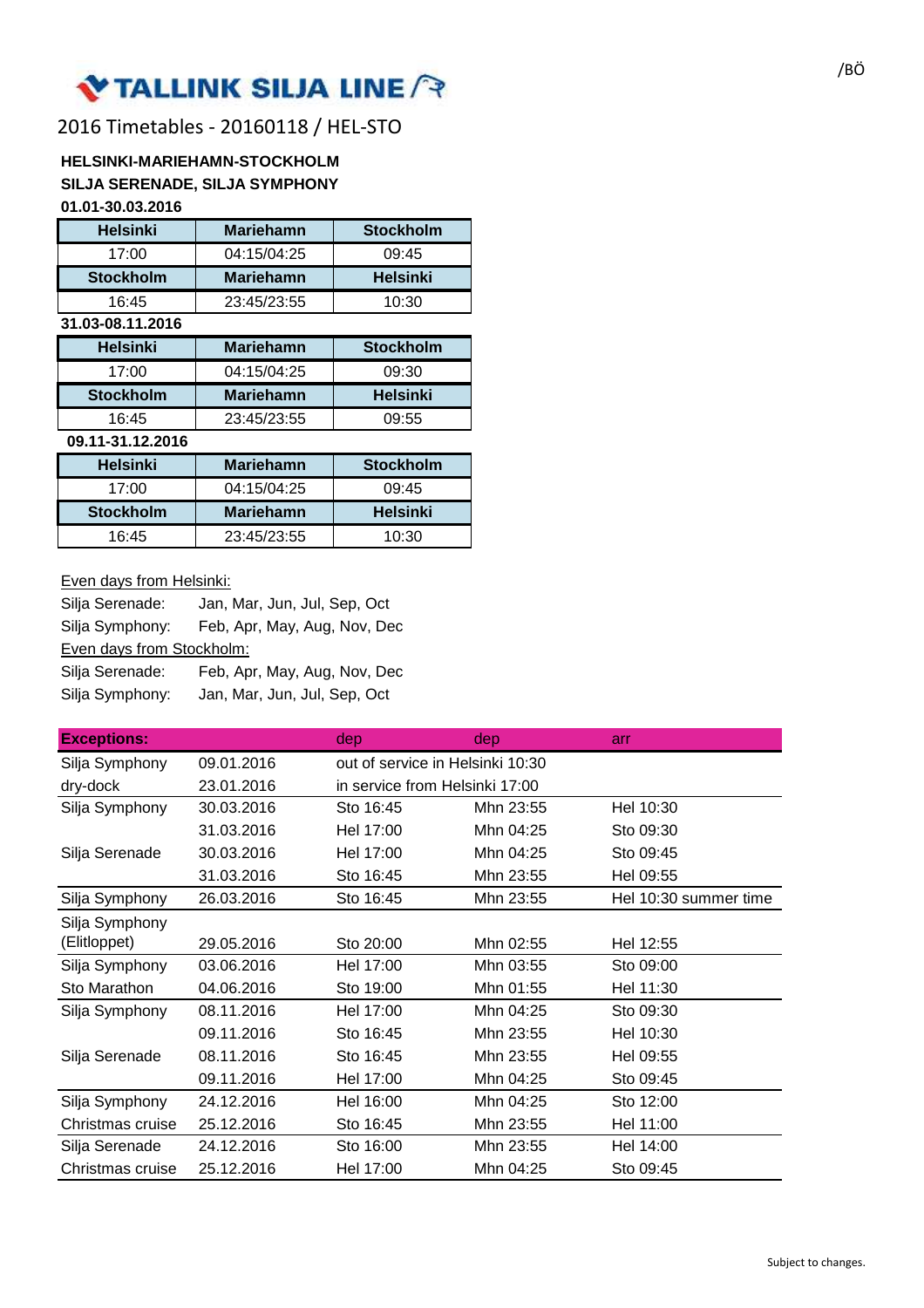# TALLINK SILJA LINE

/BÖ

## 2016 Timetables - 20160118 / HEL-STO

**HELSINKI-MARIEHAMN-STOCKHOLM**

**SILJA SERENADE, SILJA SYMPHONY**

**01.01-30.03.2016**

| Helsinki | Mariehamn | Stockholm |
|---|---|---|
| 17:00 | 04:15/04:25 | 09:45 |
| **Stockholm** | **Mariehamn** | **Helsinki** |
| 16:45 | 23:45/23:55 | 10:30 |

**31.03-08.11.2016**

| Helsinki | Mariehamn | Stockholm |
|---|---|---|
| 17:00 | 04:15/04:25 | 09:30 |
| **Stockholm** | **Mariehamn** | **Helsinki** |
| 16:45 | 23:45/23:55 | 09:55 |

**09.11-31.12.2016**

| Helsinki | Mariehamn | Stockholm |
|---|---|---|
| 17:00 | 04:15/04:25 | 09:45 |
| **Stockholm** | **Mariehamn** | **Helsinki** |
| 16:45 | 23:45/23:55 | 10:30 |

Even days from Helsinki:

Silja Serenade: Jan, Mar, Jun, Jul, Sep, Oct

Silja Symphony: Feb, Apr, May, Aug, Nov, Dec

Even days from Stockholm:

Silja Serenade: Feb, Apr, May, Aug, Nov, Dec

Silja Symphony: Jan, Mar, Jun, Jul, Sep, Oct

| Exceptions: | | dep | dep | arr |
|---|---|---|---|---|
| Silja Symphony | 09.01.2016 | out of service in Helsinki 10:30 | | |
| dry-dock | 23.01.2016 | in service from Helsinki 17:00 | | |
| Silja Symphony | 30.03.2016 | Sto 16:45 | Mhn 23:55 | Hel 10:30 |
| | 31.03.2016 | Hel 17:00 | Mhn 04:25 | Sto 09:30 |
| Silja Serenade | 30.03.2016 | Hel 17:00 | Mhn 04:25 | Sto 09:45 |
| | 31.03.2016 | Sto 16:45 | Mhn 23:55 | Hel 09:55 |
| Silja Symphony | 26.03.2016 | Sto 16:45 | Mhn 23:55 | Hel 10:30 summer time |
| Silja Symphony (Elitloppet) | 29.05.2016 | Sto 20:00 | Mhn 02:55 | Hel 12:55 |
| Silja Symphony | 03.06.2016 | Hel 17:00 | Mhn 03:55 | Sto 09:00 |
| Sto Marathon | 04.06.2016 | Sto 19:00 | Mhn 01:55 | Hel 11:30 |
| Silja Symphony | 08.11.2016 | Hel 17:00 | Mhn 04:25 | Sto 09:30 |
| | 09.11.2016 | Sto 16:45 | Mhn 23:55 | Hel 10:30 |
| Silja Serenade | 08.11.2016 | Sto 16:45 | Mhn 23:55 | Hel 09:55 |
| | 09.11.2016 | Hel 17:00 | Mhn 04:25 | Sto 09:45 |
| Silja Symphony | 24.12.2016 | Hel 16:00 | Mhn 04:25 | Sto 12:00 |
| Christmas cruise | 25.12.2016 | Sto 16:45 | Mhn 23:55 | Hel 11:00 |
| Silja Serenade | 24.12.2016 | Sto 16:00 | Mhn 23:55 | Hel 14:00 |
| Christmas cruise | 25.12.2016 | Hel 17:00 | Mhn 04:25 | Sto 09:45 |

Subject to changes.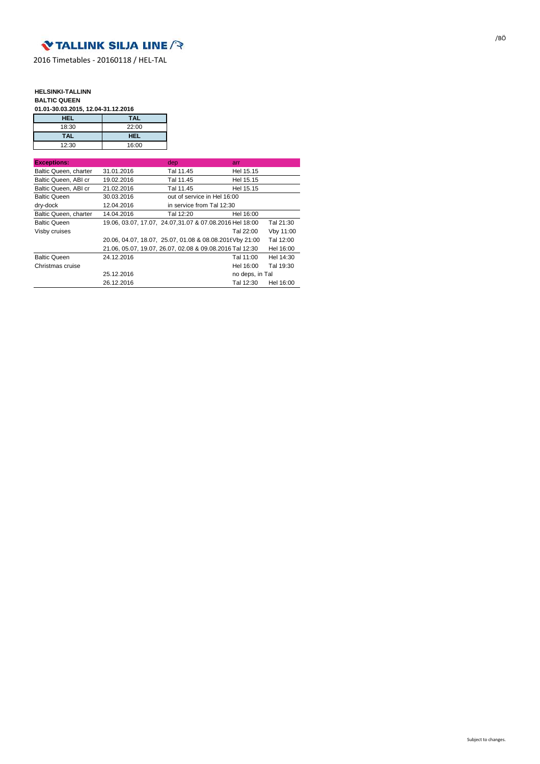TALLINK SILJA LINE

2016 Timetables - 20160118 / HEL-TAL

/BÖ

**HELSINKI-TALLINN**
**BALTIC QUEEN**
**01.01-30.03.2015, 12.04-31.12.2016**

| HEL | TAL |
|---|---|
| 18:30 | 22:00 |
| **TAL** | **HEL** |
| 12:30 | 16:00 |

| Exceptions: | | dep | arr | |
|---|---|---|---|---|
| Baltic Queen, charter | 31.01.2016 | Tal 11.45 | Hel 15.15 | |
| Baltic Queen, ABI cr | 19.02.2016 | Tal 11.45 | Hel 15.15 | |
| Baltic Queen, ABI cr | 21.02.2016 | Tal 11.45 | Hel 15.15 | |
| Baltic Queen | 30.03.2016 | out of service in Hel 16:00 | | |
| dry-dock | 12.04.2016 | in service from Tal 12:30 | | |
| Baltic Queen, charter | 14.04.2016 | Tal 12:20 | Hel 16:00 | |
| Baltic Queen | 19.06, 03.07, 17.07, 24.07,31.07 & 07.08.2016 | | Hel 18:00 | Tal 21:30 |
| Visby cruises | | | Tal 22:00 | Vby 11:00 |
| | 20.06, 04.07, 18.07, 25.07, 01.08 & 08.08.2016 | | Vby 21:00 | Tal 12:00 |
| | 21.06, 05.07, 19.07, 26.07, 02.08 & 09.08.2016 | | Tal 12:30 | Hel 16:00 |
| Baltic Queen | 24.12.2016 | | Tal 11:00 | Hel 14:30 |
| Christmas cruise | | | Hel 16:00 | Tal 19:30 |
| | 25.12.2016 | | no deps, in Tal | |
| | 26.12.2016 | | Tal 12:30 | Hel 16:00 |

Subject to changes.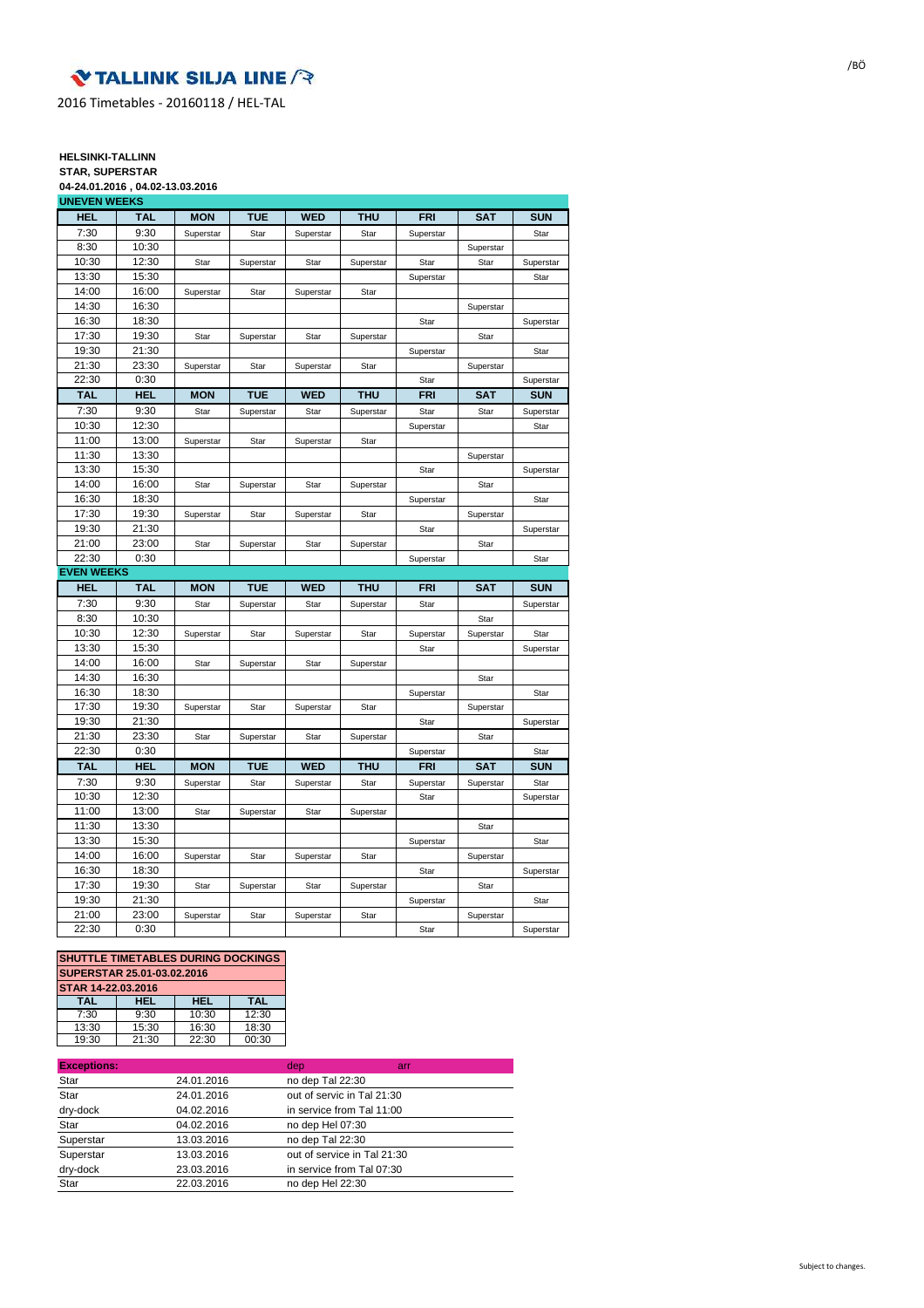TALLINK SILJA LINE

2016 Timetables - 20160118 / HEL-TAL

/BÖ

**HELSINKI-TALLINN**
**STAR, SUPERSTAR**
**04-24.01.2016 , 04.02-13.03.2016**

**UNEVEN WEEKS**

| HEL | TAL | MON | TUE | WED | THU | FRI | SAT | SUN |
|---|---|---|---|---|---|---|---|---|
| 7:30 | 9:30 | Superstar | Star | Superstar | Star | Superstar | | Star |
| 8:30 | 10:30 | | | | | | Superstar | |
| 10:30 | 12:30 | Star | Superstar | Star | Superstar | Star | Star | Superstar |
| 13:30 | 15:30 | | | | | Superstar | | Star |
| 14:00 | 16:00 | Superstar | Star | Superstar | Star | | | |
| 14:30 | 16:30 | | | | | | Superstar | |
| 16:30 | 18:30 | | | | | Star | | Superstar |
| 17:30 | 19:30 | Star | Superstar | Star | Superstar | | Star | |
| 19:30 | 21:30 | | | | | Superstar | | Star |
| 21:30 | 23:30 | Superstar | Star | Superstar | Star | | Superstar | |
| 22:30 | 0:30 | | | | | Star | | Superstar |

| TAL | HEL | MON | TUE | WED | THU | FRI | SAT | SUN |
|---|---|---|---|---|---|---|---|---|
| 7:30 | 9:30 | Star | Superstar | Star | Superstar | Star | Star | Superstar |
| 10:30 | 12:30 | | | | | Superstar | | Star |
| 11:00 | 13:00 | Superstar | Star | Superstar | Star | | | |
| 11:30 | 13:30 | | | | | | Superstar | |
| 13:30 | 15:30 | | | | | Star | | Superstar |
| 14:00 | 16:00 | Star | Superstar | Star | Superstar | | Star | |
| 16:30 | 18:30 | | | | | Superstar | | Star |
| 17:30 | 19:30 | Superstar | Star | Superstar | Star | | Superstar | |
| 19:30 | 21:30 | | | | | Star | | Superstar |
| 21:00 | 23:00 | Star | Superstar | Star | Superstar | | Star | |
| 22:30 | 0:30 | | | | | Superstar | | Star |

**EVEN WEEKS**

| HEL | TAL | MON | TUE | WED | THU | FRI | SAT | SUN |
|---|---|---|---|---|---|---|---|---|
| 7:30 | 9:30 | Star | Superstar | Star | Superstar | Star | | Superstar |
| 8:30 | 10:30 | | | | | | Star | |
| 10:30 | 12:30 | Superstar | Star | Superstar | Star | Superstar | Superstar | Star |
| 13:30 | 15:30 | | | | | Star | | Superstar |
| 14:00 | 16:00 | Star | Superstar | Star | Superstar | | | |
| 14:30 | 16:30 | | | | | | Star | |
| 16:30 | 18:30 | | | | | Superstar | | Star |
| 17:30 | 19:30 | Superstar | Star | Superstar | Star | | Superstar | |
| 19:30 | 21:30 | | | | | Star | | Superstar |
| 21:30 | 23:30 | Star | Superstar | Star | Superstar | | Star | |
| 22:30 | 0:30 | | | | | Superstar | | Star |

| TAL | HEL | MON | TUE | WED | THU | FRI | SAT | SUN |
|---|---|---|---|---|---|---|---|---|
| 7:30 | 9:30 | Superstar | Star | Superstar | Star | Superstar | Superstar | Star |
| 10:30 | 12:30 | | | | | Star | | Superstar |
| 11:00 | 13:00 | Star | Superstar | Star | Superstar | | | |
| 11:30 | 13:30 | | | | | | Star | |
| 13:30 | 15:30 | | | | | Superstar | | Star |
| 14:00 | 16:00 | Superstar | Star | Superstar | Star | | Superstar | |
| 16:30 | 18:30 | | | | | Star | | Superstar |
| 17:30 | 19:30 | Star | Superstar | Star | Superstar | | Star | |
| 19:30 | 21:30 | | | | | Superstar | | Star |
| 21:00 | 23:00 | Superstar | Star | Superstar | Star | | Superstar | |
| 22:30 | 0:30 | | | | | Star | | Superstar |

| SHUTTLE TIMETABLES DURING DOCKINGS | | | |
|---|---|---|---|
| SUPERSTAR 25.01-03.02.2016 | | | |
| STAR 14-22.03.2016 | | | |
| TAL | HEL | HEL | TAL |
| 7:30 | 9:30 | 10:30 | 12:30 |
| 13:30 | 15:30 | 16:30 | 18:30 |
| 19:30 | 21:30 | 22:30 | 00:30 |

| Exceptions: | | dep | arr |
|---|---|---|---|
| Star | 24.01.2016 | no dep Tal 22:30 | |
| Star | 24.01.2016 | out of servic in Tal 21:30 | |
| dry-dock | 04.02.2016 | in service from Tal 11:00 | |
| Star | 04.02.2016 | no dep Hel 07:30 | |
| Superstar | 13.03.2016 | no dep Tal 22:30 | |
| Superstar | 13.03.2016 | out of service in Tal 21:30 | |
| dry-dock | 23.03.2016 | in service from Tal 07:30 | |
| Star | 22.03.2016 | no dep Hel 22:30 | |

Subject to changes.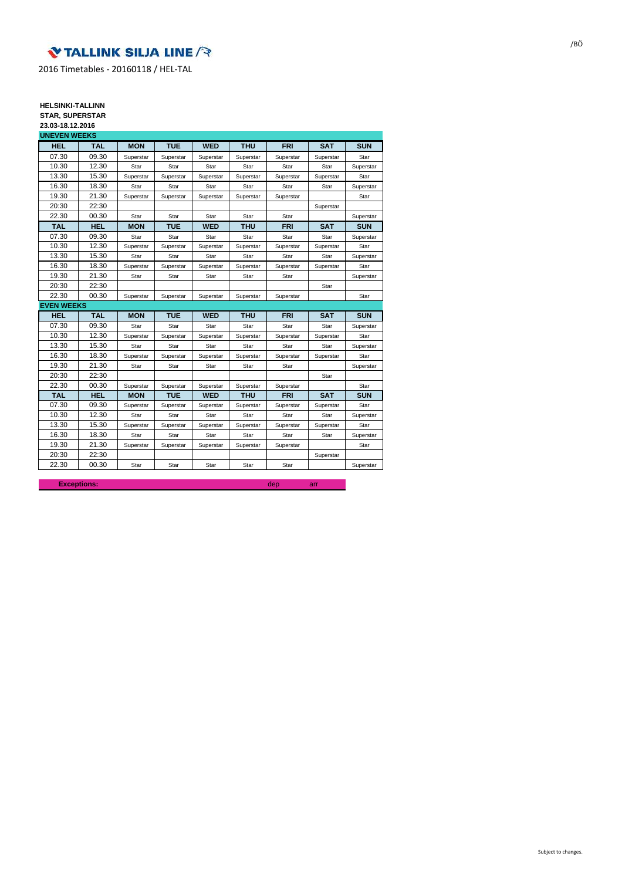TALLINK SILJA LINE

2016 Timetables - 20160118 / HEL-TAL

/BÖ

**HELSINKI-TALLINN**
**STAR, SUPERSTAR**
**23.03-18.12.2016**

**UNEVEN WEEKS**

| HEL | TAL | MON | TUE | WED | THU | FRI | SAT | SUN |
|---|---|---|---|---|---|---|---|---|
| 07.30 | 09.30 | Superstar | Superstar | Superstar | Superstar | Superstar | Superstar | Star |
| 10.30 | 12.30 | Star | Star | Star | Star | Star | Star | Superstar |
| 13.30 | 15.30 | Superstar | Superstar | Superstar | Superstar | Superstar | Superstar | Star |
| 16.30 | 18.30 | Star | Star | Star | Star | Star | Star | Superstar |
| 19.30 | 21.30 | Superstar | Superstar | Superstar | Superstar | Superstar | | Star |
| 20:30 | 22:30 | | | | | | Superstar | |
| 22.30 | 00.30 | Star | Star | Star | Star | Star | | Superstar |
| **TAL** | **HEL** | **MON** | **TUE** | **WED** | **THU** | **FRI** | **SAT** | **SUN** |
| 07.30 | 09.30 | Star | Star | Star | Star | Star | Star | Superstar |
| 10.30 | 12.30 | Superstar | Superstar | Superstar | Superstar | Superstar | Superstar | Star |
| 13.30 | 15.30 | Star | Star | Star | Star | Star | Star | Superstar |
| 16.30 | 18.30 | Superstar | Superstar | Superstar | Superstar | Superstar | Superstar | Star |
| 19.30 | 21.30 | Star | Star | Star | Star | Star | | Superstar |
| 20:30 | 22:30 | | | | | | Star | |
| 22.30 | 00.30 | Superstar | Superstar | Superstar | Superstar | Superstar | | Star |

**EVEN WEEKS**

| HEL | TAL | MON | TUE | WED | THU | FRI | SAT | SUN |
|---|---|---|---|---|---|---|---|---|
| 07.30 | 09.30 | Star | Star | Star | Star | Star | Star | Superstar |
| 10.30 | 12.30 | Superstar | Superstar | Superstar | Superstar | Superstar | Superstar | Star |
| 13.30 | 15.30 | Star | Star | Star | Star | Star | Star | Superstar |
| 16.30 | 18.30 | Superstar | Superstar | Superstar | Superstar | Superstar | Superstar | Star |
| 19.30 | 21.30 | Star | Star | Star | Star | Star | | Superstar |
| 20:30 | 22:30 | | | | | | Star | |
| 22.30 | 00.30 | Superstar | Superstar | Superstar | Superstar | Superstar | | Star |
| **TAL** | **HEL** | **MON** | **TUE** | **WED** | **THU** | **FRI** | **SAT** | **SUN** |
| 07.30 | 09.30 | Superstar | Superstar | Superstar | Superstar | Superstar | Superstar | Star |
| 10.30 | 12.30 | Star | Star | Star | Star | Star | Star | Superstar |
| 13.30 | 15.30 | Superstar | Superstar | Superstar | Superstar | Superstar | Superstar | Star |
| 16.30 | 18.30 | Star | Star | Star | Star | Star | Star | Superstar |
| 19.30 | 21.30 | Superstar | Superstar | Superstar | Superstar | Superstar | | Star |
| 20:30 | 22:30 | | | | | | Superstar | |
| 22.30 | 00.30 | Star | Star | Star | Star | Star | | Superstar |

| **Exceptions:** | dep | arr |
|---|---|---|

Subject to changes.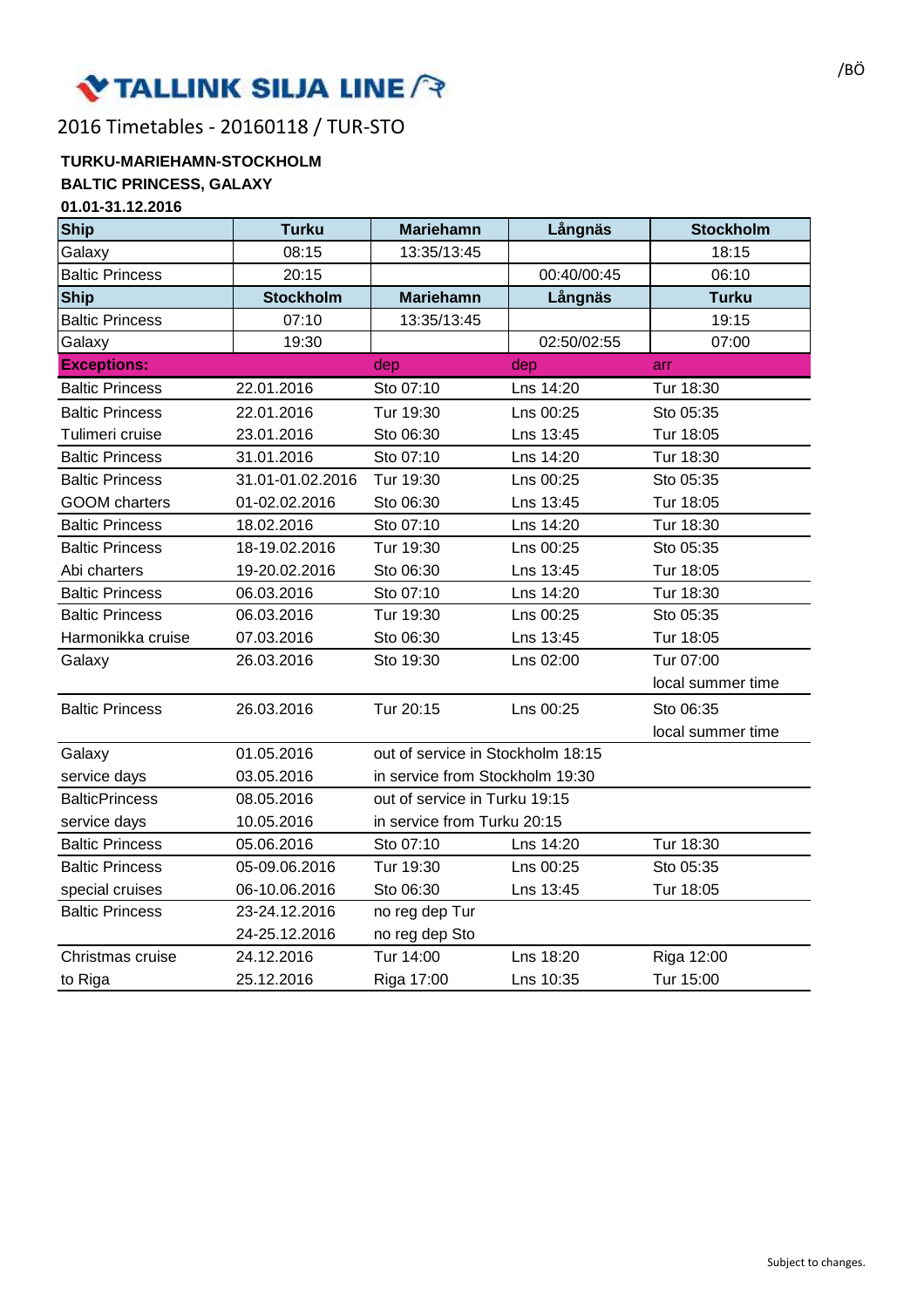TALLINK SILJA LINE

/BÖ

2016 Timetables - 20160118 / TUR-STO

**TURKU-MARIEHAMN-STOCKHOLM**
**BALTIC PRINCESS, GALAXY**
**01.01-31.12.2016**

| Ship | Turku | Mariehamn | Långnäs | Stockholm |
|---|---|---|---|---|
| Galaxy | 08:15 | 13:35/13:45 | | 18:15 |
| Baltic Princess | 20:15 | | 00:40/00:45 | 06:10 |
| **Ship** | **Stockholm** | **Mariehamn** | **Långnäs** | **Turku** |
| Baltic Princess | 07:10 | 13:35/13:45 | | 19:15 |
| Galaxy | 19:30 | | 02:50/02:55 | 07:00 |
| **Exceptions:** | | dep | dep | arr |
| Baltic Princess | 22.01.2016 | Sto 07:10 | Lns 14:20 | Tur 18:30 |
| Baltic Princess | 22.01.2016 | Tur 19:30 | Lns 00:25 | Sto 05:35 |
| Tulimeri cruise | 23.01.2016 | Sto 06:30 | Lns 13:45 | Tur 18:05 |
| Baltic Princess | 31.01.2016 | Sto 07:10 | Lns 14:20 | Tur 18:30 |
| Baltic Princess | 31.01-01.02.2016 | Tur 19:30 | Lns 00:25 | Sto 05:35 |
| GOOM charters | 01-02.02.2016 | Sto 06:30 | Lns 13:45 | Tur 18:05 |
| Baltic Princess | 18.02.2016 | Sto 07:10 | Lns 14:20 | Tur 18:30 |
| Baltic Princess | 18-19.02.2016 | Tur 19:30 | Lns 00:25 | Sto 05:35 |
| Abi charters | 19-20.02.2016 | Sto 06:30 | Lns 13:45 | Tur 18:05 |
| Baltic Princess | 06.03.2016 | Sto 07:10 | Lns 14:20 | Tur 18:30 |
| Baltic Princess | 06.03.2016 | Tur 19:30 | Lns 00:25 | Sto 05:35 |
| Harmonikka cruise | 07.03.2016 | Sto 06:30 | Lns 13:45 | Tur 18:05 |
| Galaxy | 26.03.2016 | Sto 19:30 | Lns 02:00 | Tur 07:00 local summer time |
| Baltic Princess | 26.03.2016 | Tur 20:15 | Lns 00:25 | Sto 06:35 local summer time |
| Galaxy | 01.05.2016 | out of service in Stockholm 18:15 | | |
| service days | 03.05.2016 | in service from Stockholm 19:30 | | |
| BalticPrincess | 08.05.2016 | out of service in Turku 19:15 | | |
| service days | 10.05.2016 | in service from Turku 20:15 | | |
| Baltic Princess | 05.06.2016 | Sto 07:10 | Lns 14:20 | Tur 18:30 |
| Baltic Princess | 05-09.06.2016 | Tur 19:30 | Lns 00:25 | Sto 05:35 |
| special cruises | 06-10.06.2016 | Sto 06:30 | Lns 13:45 | Tur 18:05 |
| Baltic Princess | 23-24.12.2016 | no reg dep Tur | | |
| | 24-25.12.2016 | no reg dep Sto | | |
| Christmas cruise | 24.12.2016 | Tur 14:00 | Lns 18:20 | Riga 12:00 |
| to Riga | 25.12.2016 | Riga 17:00 | Lns 10:35 | Tur 15:00 |

Subject to changes.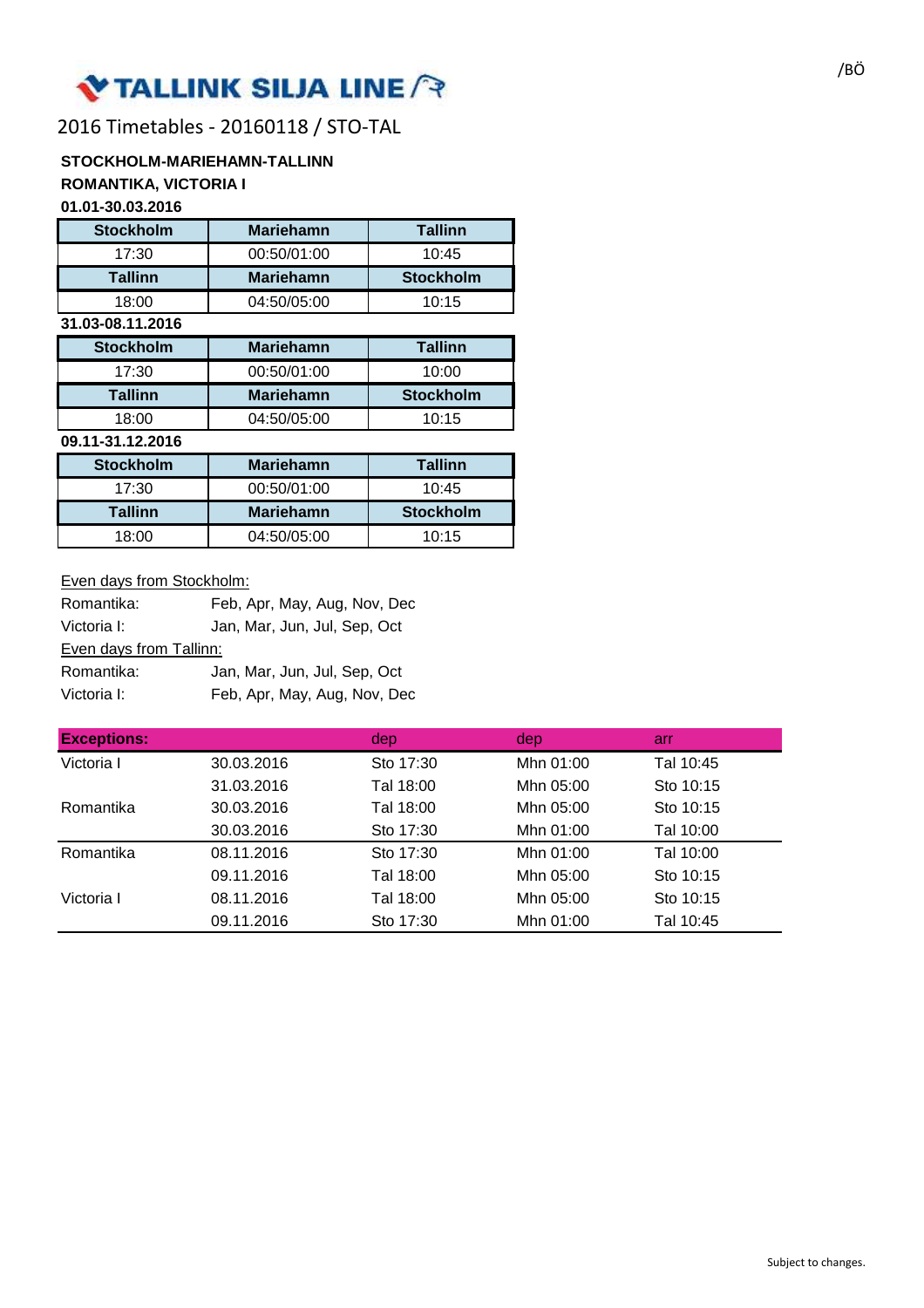TALLINK SILJA LINE

/BÖ

2016 Timetables - 20160118 / STO-TAL

**STOCKHOLM-MARIEHAMN-TALLINN**

**ROMANTIKA, VICTORIA I**

**01.01-30.03.2016**

| Stockholm | Mariehamn | Tallinn |
|---|---|---|
| 17:30 | 00:50/01:00 | 10:45 |
| **Tallinn** | **Mariehamn** | **Stockholm** |
| 18:00 | 04:50/05:00 | 10:15 |

**31.03-08.11.2016**

| Stockholm | Mariehamn | Tallinn |
|---|---|---|
| 17:30 | 00:50/01:00 | 10:00 |
| **Tallinn** | **Mariehamn** | **Stockholm** |
| 18:00 | 04:50/05:00 | 10:15 |

**09.11-31.12.2016**

| Stockholm | Mariehamn | Tallinn |
|---|---|---|
| 17:30 | 00:50/01:00 | 10:45 |
| **Tallinn** | **Mariehamn** | **Stockholm** |
| 18:00 | 04:50/05:00 | 10:15 |

Even days from Stockholm:

Romantika: Feb, Apr, May, Aug, Nov, Dec

Victoria I: Jan, Mar, Jun, Jul, Sep, Oct

Even days from Tallinn:

Romantika: Jan, Mar, Jun, Jul, Sep, Oct

Victoria I: Feb, Apr, May, Aug, Nov, Dec

| Exceptions: | | dep | dep | arr |
|---|---|---|---|---|
| Victoria I | 30.03.2016 | Sto 17:30 | Mhn 01:00 | Tal 10:45 |
| | 31.03.2016 | Tal 18:00 | Mhn 05:00 | Sto 10:15 |
| Romantika | 30.03.2016 | Tal 18:00 | Mhn 05:00 | Sto 10:15 |
| | 30.03.2016 | Sto 17:30 | Mhn 01:00 | Tal 10:00 |
| Romantika | 08.11.2016 | Sto 17:30 | Mhn 01:00 | Tal 10:00 |
| | 09.11.2016 | Tal 18:00 | Mhn 05:00 | Sto 10:15 |
| Victoria I | 08.11.2016 | Tal 18:00 | Mhn 05:00 | Sto 10:15 |
| | 09.11.2016 | Sto 17:30 | Mhn 01:00 | Tal 10:45 |

Subject to changes.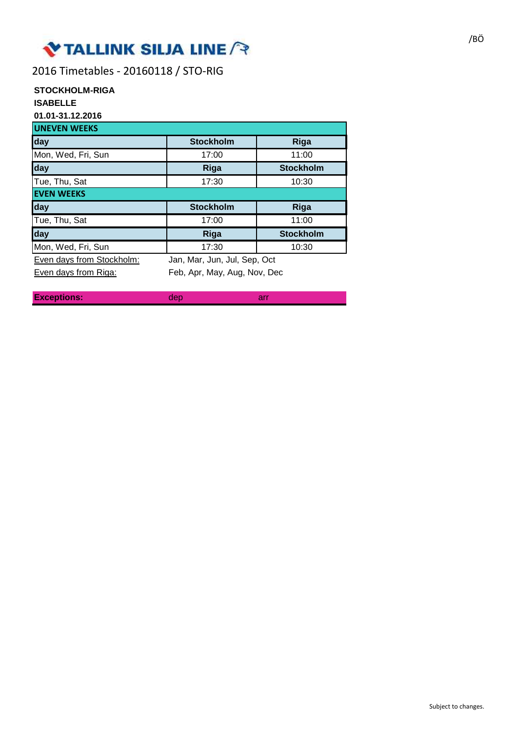TALLINK SILJA LINE

/BÖ

2016 Timetables - 20160118 / STO-RIG

**STOCKHOLM-RIGA**

**ISABELLE**

**01.01-31.12.2016**

| **UNEVEN WEEKS** | | |
|---|---|---|
| **day** | **Stockholm** | **Riga** |
| Mon, Wed, Fri, Sun | 17:00 | 11:00 |
| **day** | **Riga** | **Stockholm** |
| Tue, Thu, Sat | 17:30 | 10:30 |
| **EVEN WEEKS** | | |
| **day** | **Stockholm** | **Riga** |
| Tue, Thu, Sat | 17:00 | 11:00 |
| **day** | **Riga** | **Stockholm** |
| Mon, Wed, Fri, Sun | 17:30 | 10:30 |

Even days from Stockholm: Jan, Mar, Jun, Jul, Sep, Oct

Even days from Riga: Feb, Apr, May, Aug, Nov, Dec

| **Exceptions:** | dep | arr |
|---|---|---|

Subject to changes.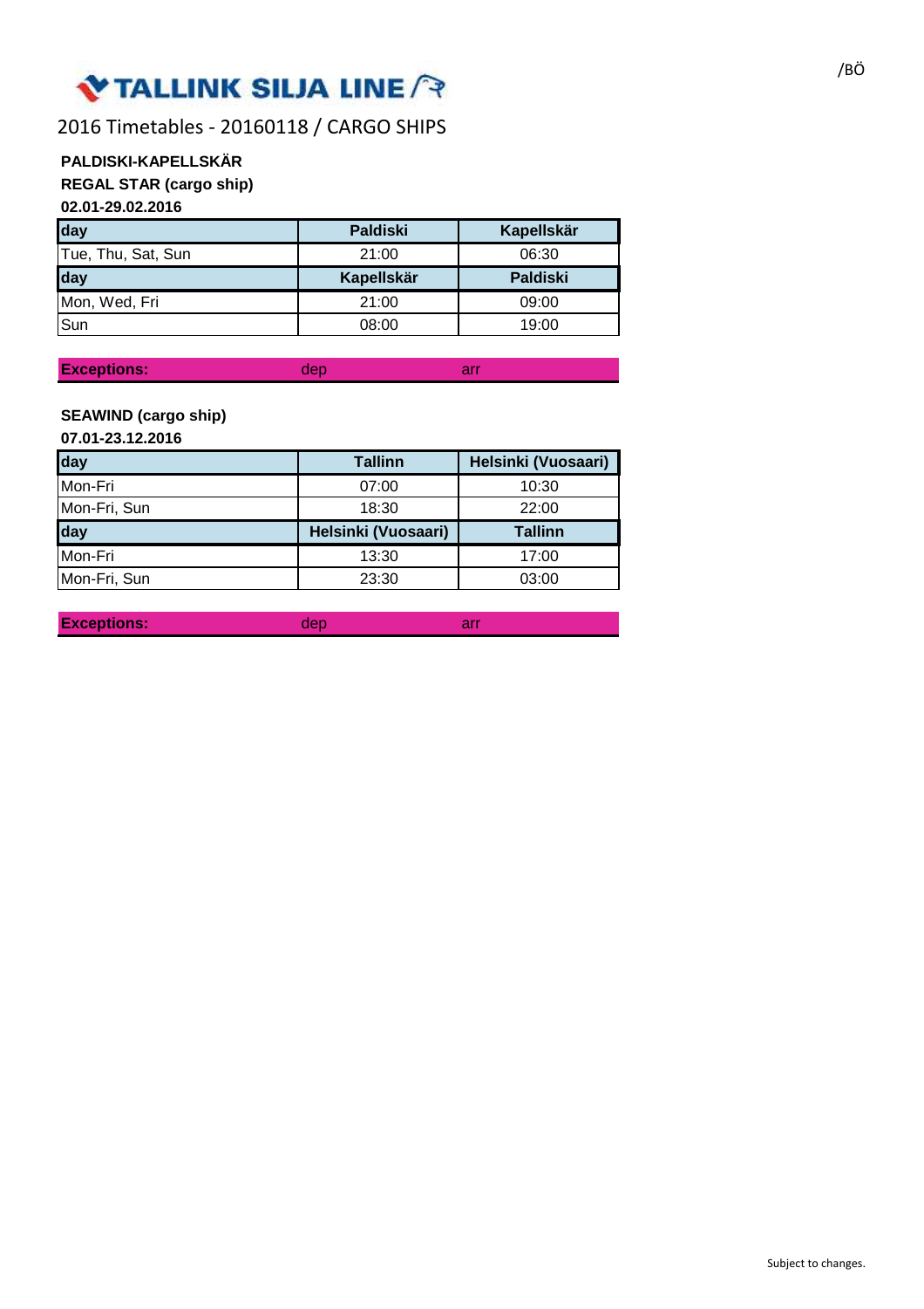TALLINK SILJA LINE

/BÖ

2016 Timetables - 20160118 / CARGO SHIPS

**PALDISKI-KAPELLSKÄR**

**REGAL STAR (cargo ship)**

**02.01-29.02.2016**

| day | Paldiski | Kapellskär |
|---|---|---|
| Tue, Thu, Sat, Sun | 21:00 | 06:30 |
| **day** | **Kapellskär** | **Paldiski** |
| Mon, Wed, Fri | 21:00 | 09:00 |
| Sun | 08:00 | 19:00 |

| Exceptions: | dep | arr |
|---|---|---|

**SEAWIND (cargo ship)**

**07.01-23.12.2016**

| day | Tallinn | Helsinki (Vuosaari) |
|---|---|---|
| Mon-Fri | 07:00 | 10:30 |
| Mon-Fri, Sun | 18:30 | 22:00 |
| **day** | **Helsinki (Vuosaari)** | **Tallinn** |
| Mon-Fri | 13:30 | 17:00 |
| Mon-Fri, Sun | 23:30 | 03:00 |

| Exceptions: | dep | arr |
|---|---|---|

Subject to changes.